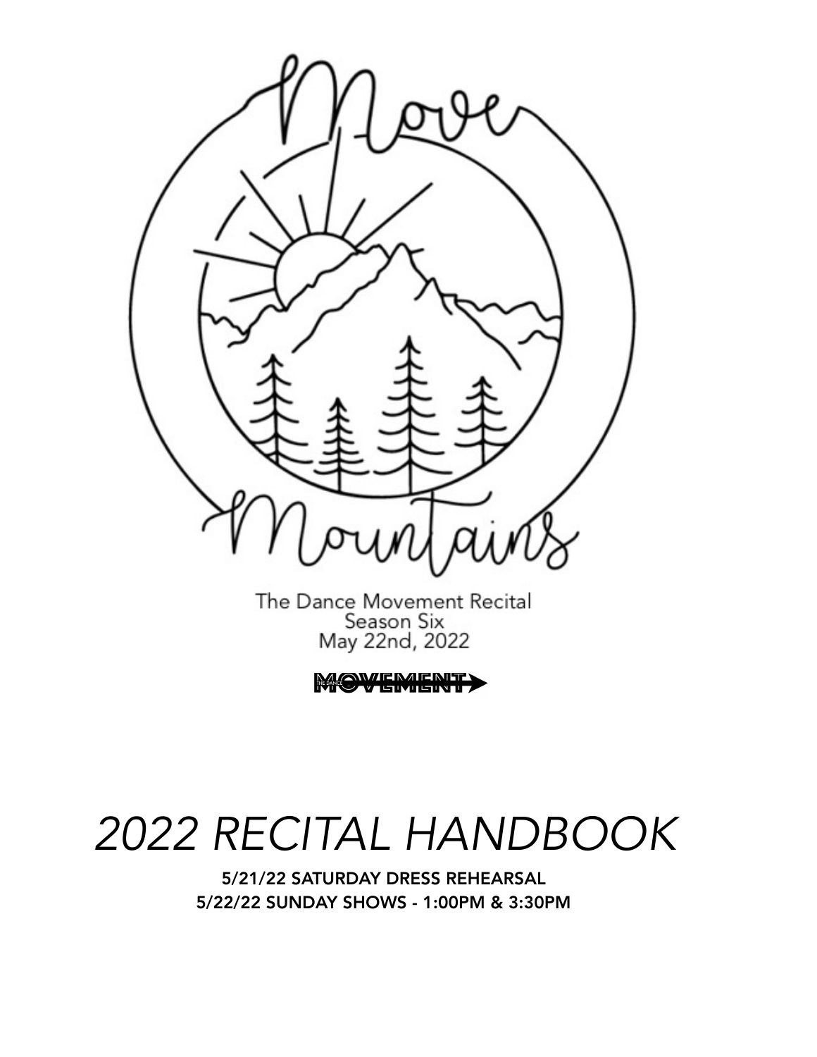Move Mountains

The Dance Movement Recital
Season Six
May 22nd, 2022

THE DANCE MOVEMENT

# *2022 RECITAL HANDBOOK*

**5/21/22 SATURDAY DRESS REHEARSAL**
**5/22/22 SUNDAY SHOWS - 1:00PM & 3:30PM**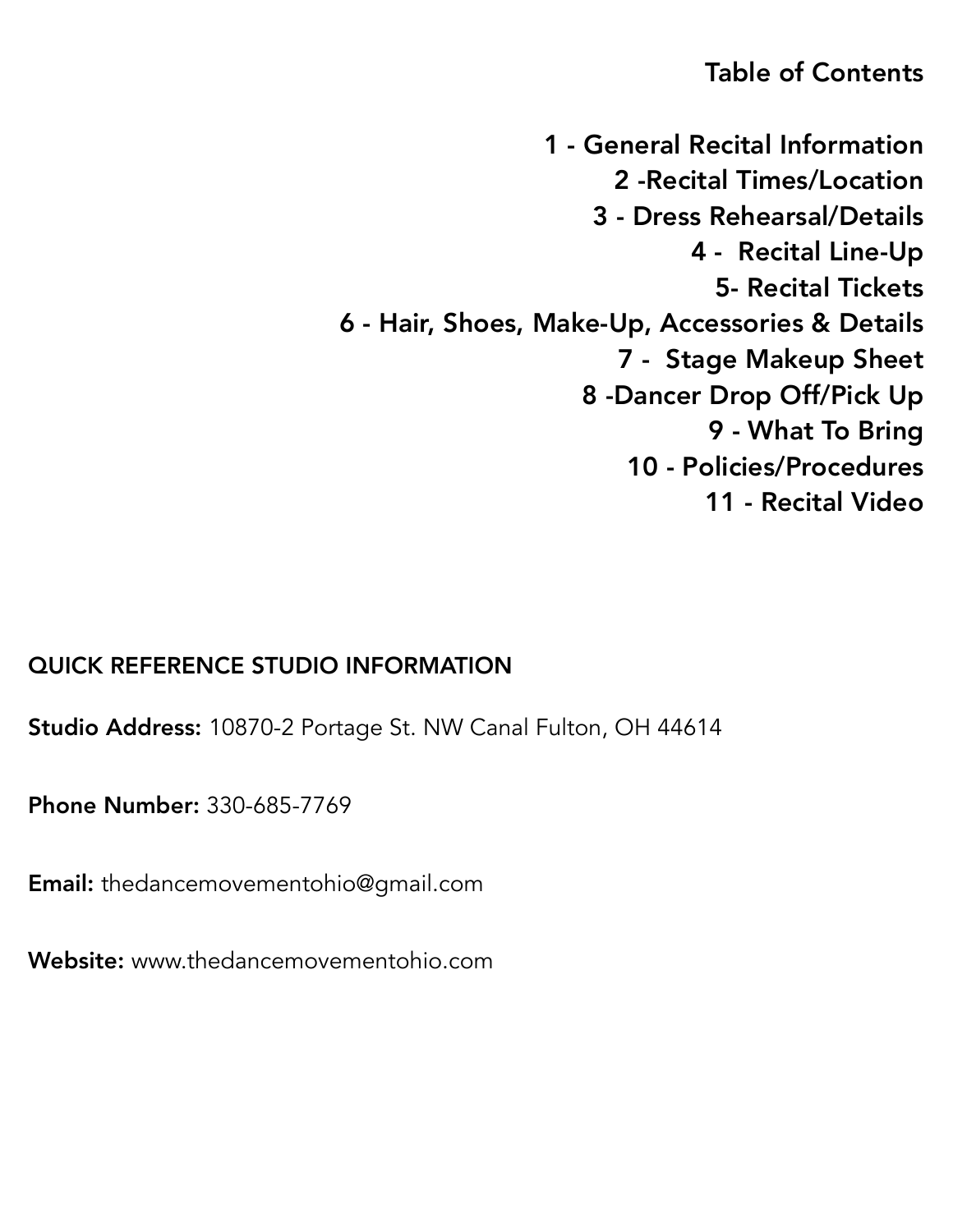## Table of Contents

1 - General Recital Information
2 -Recital Times/Location
3 - Dress Rehearsal/Details
4 -  Recital Line-Up
5- Recital Tickets
6 - Hair, Shoes, Make-Up, Accessories & Details
7 -  Stage Makeup Sheet
8 -Dancer Drop Off/Pick Up
9 - What To Bring
10 - Policies/Procedures
11 - Recital Video

## QUICK REFERENCE STUDIO INFORMATION

**Studio Address:** 10870-2 Portage St. NW Canal Fulton, OH 44614

**Phone Number:** 330-685-7769

**Email:** thedancemovementohio@gmail.com

**Website:** www.thedancemovementohio.com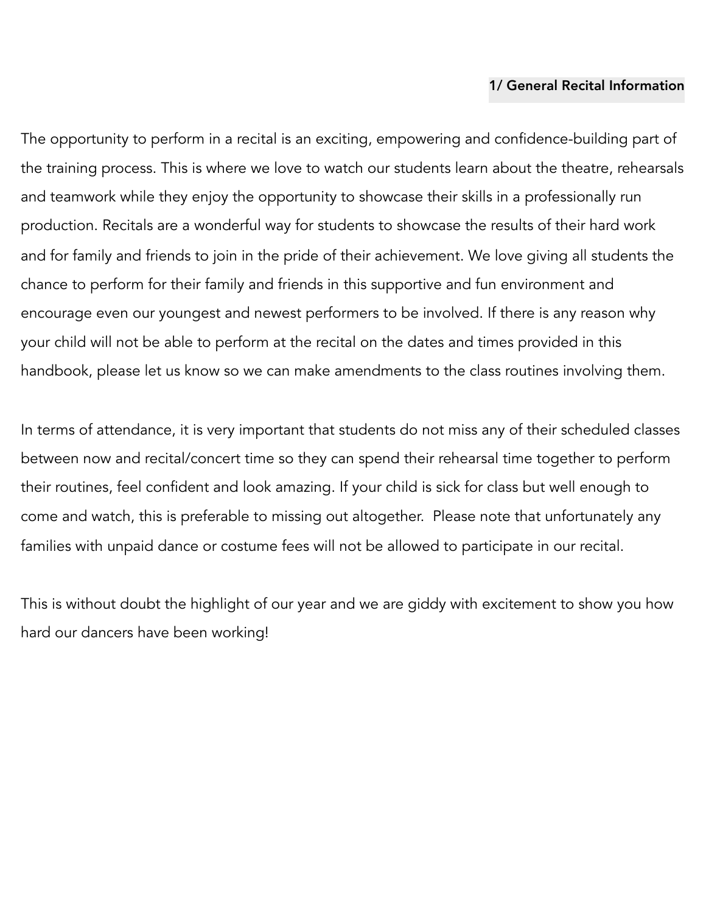## 1/ General Recital Information

The opportunity to perform in a recital is an exciting, empowering and confidence-building part of the training process. This is where we love to watch our students learn about the theatre, rehearsals and teamwork while they enjoy the opportunity to showcase their skills in a professionally run production. Recitals are a wonderful way for students to showcase the results of their hard work and for family and friends to join in the pride of their achievement. We love giving all students the chance to perform for their family and friends in this supportive and fun environment and encourage even our youngest and newest performers to be involved. If there is any reason why your child will not be able to perform at the recital on the dates and times provided in this handbook, please let us know so we can make amendments to the class routines involving them.

In terms of attendance, it is very important that students do not miss any of their scheduled classes between now and recital/concert time so they can spend their rehearsal time together to perform their routines, feel confident and look amazing. If your child is sick for class but well enough to come and watch, this is preferable to missing out altogether. Please note that unfortunately any families with unpaid dance or costume fees will not be allowed to participate in our recital.

This is without doubt the highlight of our year and we are giddy with excitement to show you how hard our dancers have been working!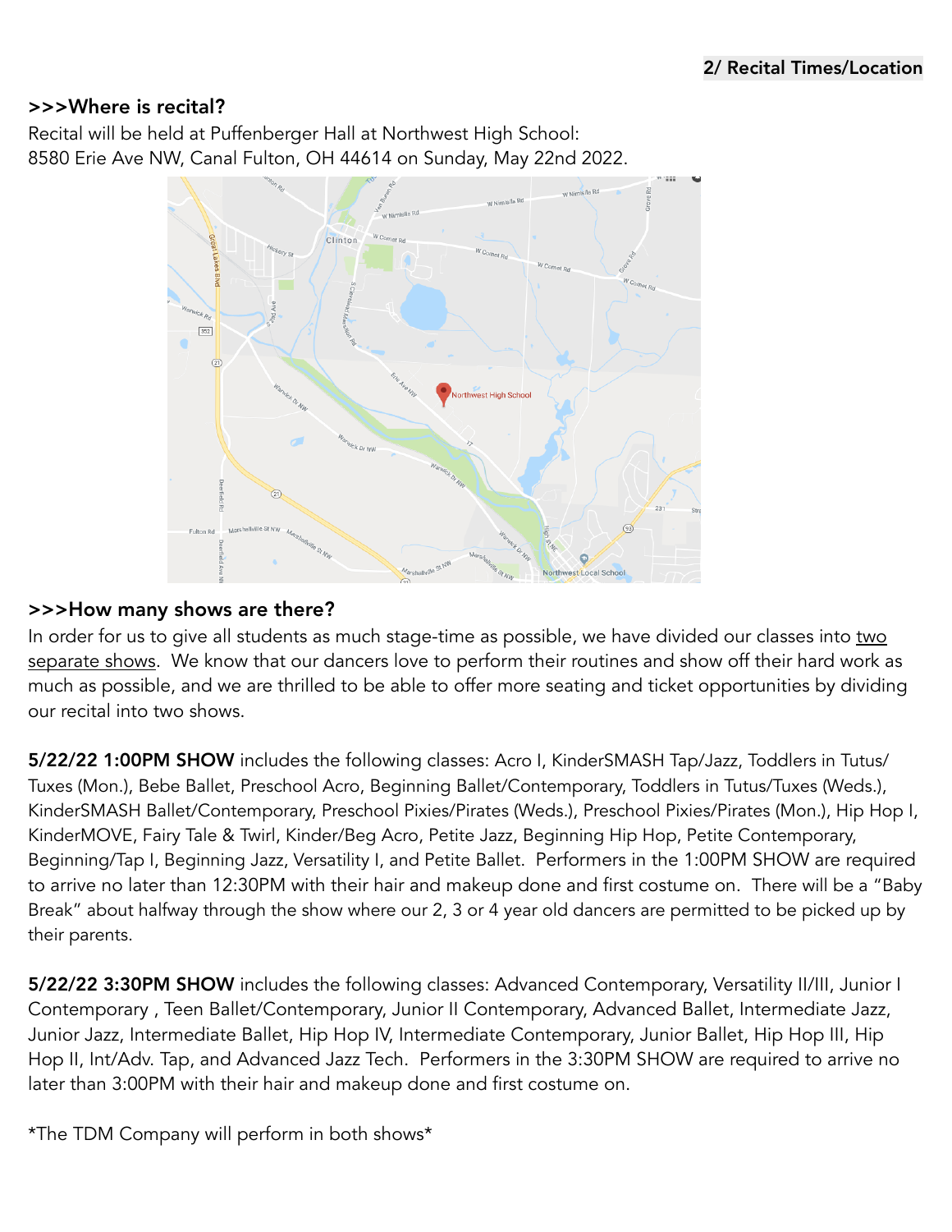**2/ Recital Times/Location**

### >>>Where is recital?

Recital will be held at Puffenberger Hall at Northwest High School:
8580 Erie Ave NW, Canal Fulton, OH 44614 on Sunday, May 22nd 2022.

### >>>How many shows are there?

In order for us to give all students as much stage-time as possible, we have divided our classes into two separate shows. We know that our dancers love to perform their routines and show off their hard work as much as possible, and we are thrilled to be able to offer more seating and ticket opportunities by dividing our recital into two shows.

**5/22/22 1:00PM SHOW** includes the following classes: Acro I, KinderSMASH Tap/Jazz, Toddlers in Tutus/Tuxes (Mon.), Bebe Ballet, Preschool Acro, Beginning Ballet/Contemporary, Toddlers in Tutus/Tuxes (Weds.), KinderSMASH Ballet/Contemporary, Preschool Pixies/Pirates (Weds.), Preschool Pixies/Pirates (Mon.), Hip Hop I, KinderMOVE, Fairy Tale & Twirl, Kinder/Beg Acro, Petite Jazz, Beginning Hip Hop, Petite Contemporary, Beginning/Tap I, Beginning Jazz, Versatility I, and Petite Ballet. Performers in the 1:00PM SHOW are required to arrive no later than 12:30PM with their hair and makeup done and first costume on. There will be a "Baby Break" about halfway through the show where our 2, 3 or 4 year old dancers are permitted to be picked up by their parents.

**5/22/22 3:30PM SHOW** includes the following classes: Advanced Contemporary, Versatility II/III, Junior I Contemporary , Teen Ballet/Contemporary, Junior II Contemporary, Advanced Ballet, Intermediate Jazz, Junior Jazz, Intermediate Ballet, Hip Hop IV, Intermediate Contemporary, Junior Ballet, Hip Hop III, Hip Hop II, Int/Adv. Tap, and Advanced Jazz Tech. Performers in the 3:30PM SHOW are required to arrive no later than 3:00PM with their hair and makeup done and first costume on.

*The TDM Company will perform in both shows*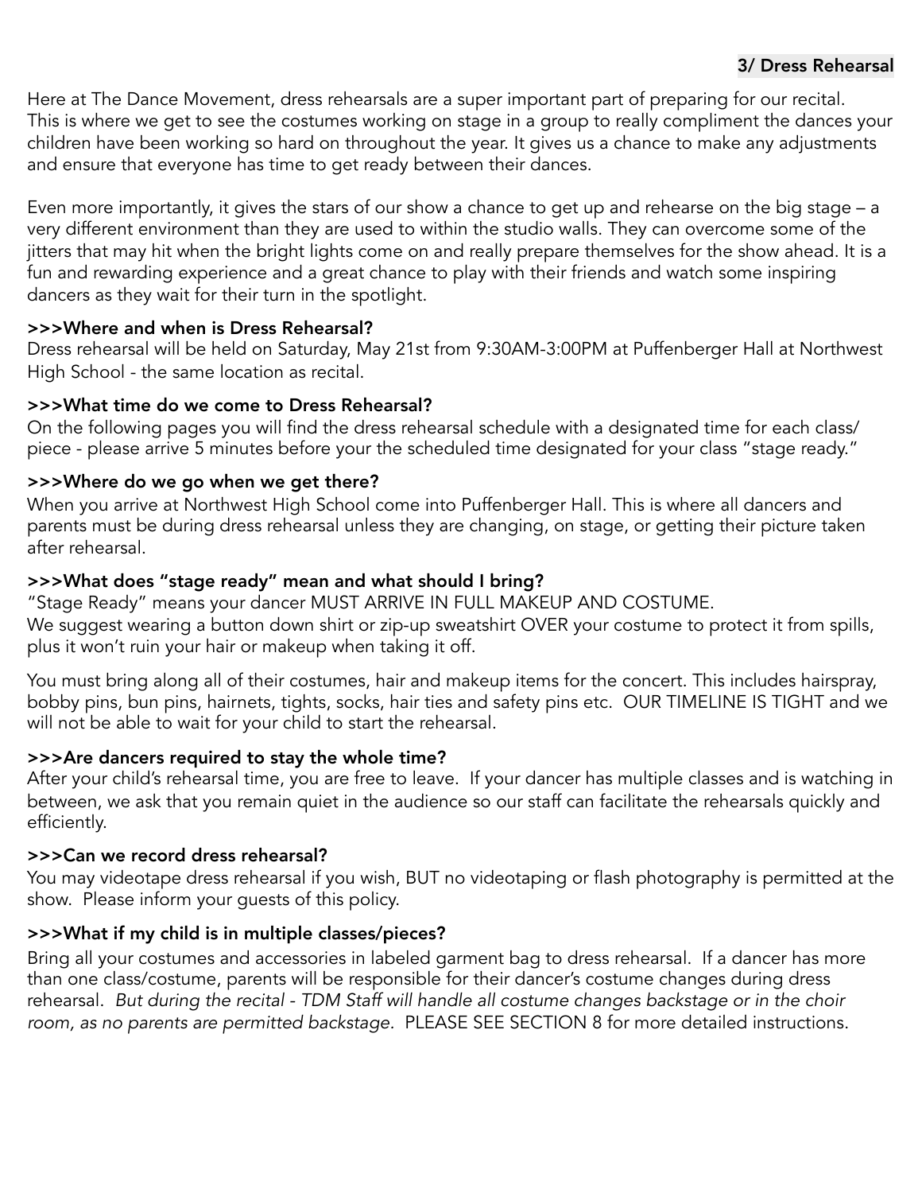## 3/ Dress Rehearsal

Here at The Dance Movement, dress rehearsals are a super important part of preparing for our recital. This is where we get to see the costumes working on stage in a group to really compliment the dances your children have been working so hard on throughout the year. It gives us a chance to make any adjustments and ensure that everyone has time to get ready between their dances.

Even more importantly, it gives the stars of our show a chance to get up and rehearse on the big stage – a very different environment than they are used to within the studio walls. They can overcome some of the jitters that may hit when the bright lights come on and really prepare themselves for the show ahead. It is a fun and rewarding experience and a great chance to play with their friends and watch some inspiring dancers as they wait for their turn in the spotlight.

### >>>Where and when is Dress Rehearsal?

Dress rehearsal will be held on Saturday, May 21st from 9:30AM-3:00PM at Puffenberger Hall at Northwest High School - the same location as recital.

### >>>What time do we come to Dress Rehearsal?

On the following pages you will find the dress rehearsal schedule with a designated time for each class/piece - please arrive 5 minutes before your the scheduled time designated for your class "stage ready."

### >>>Where do we go when we get there?

When you arrive at Northwest High School come into Puffenberger Hall. This is where all dancers and parents must be during dress rehearsal unless they are changing, on stage, or getting their picture taken after rehearsal.

### >>>What does "stage ready" mean and what should I bring?

"Stage Ready" means your dancer MUST ARRIVE IN FULL MAKEUP AND COSTUME.
We suggest wearing a button down shirt or zip-up sweatshirt OVER your costume to protect it from spills, plus it won't ruin your hair or makeup when taking it off.

You must bring along all of their costumes, hair and makeup items for the concert. This includes hairspray, bobby pins, bun pins, hairnets, tights, socks, hair ties and safety pins etc. OUR TIMELINE IS TIGHT and we will not be able to wait for your child to start the rehearsal.

### >>>Are dancers required to stay the whole time?

After your child's rehearsal time, you are free to leave. If your dancer has multiple classes and is watching in between, we ask that you remain quiet in the audience so our staff can facilitate the rehearsals quickly and efficiently.

### >>>Can we record dress rehearsal?

You may videotape dress rehearsal if you wish, BUT no videotaping or flash photography is permitted at the show. Please inform your guests of this policy.

### >>>What if my child is in multiple classes/pieces?

Bring all your costumes and accessories in labeled garment bag to dress rehearsal. If a dancer has more than one class/costume, parents will be responsible for their dancer's costume changes during dress rehearsal. *But during the recital - TDM Staff will handle all costume changes backstage or in the choir room, as no parents are permitted backstage.* PLEASE SEE SECTION 8 for more detailed instructions.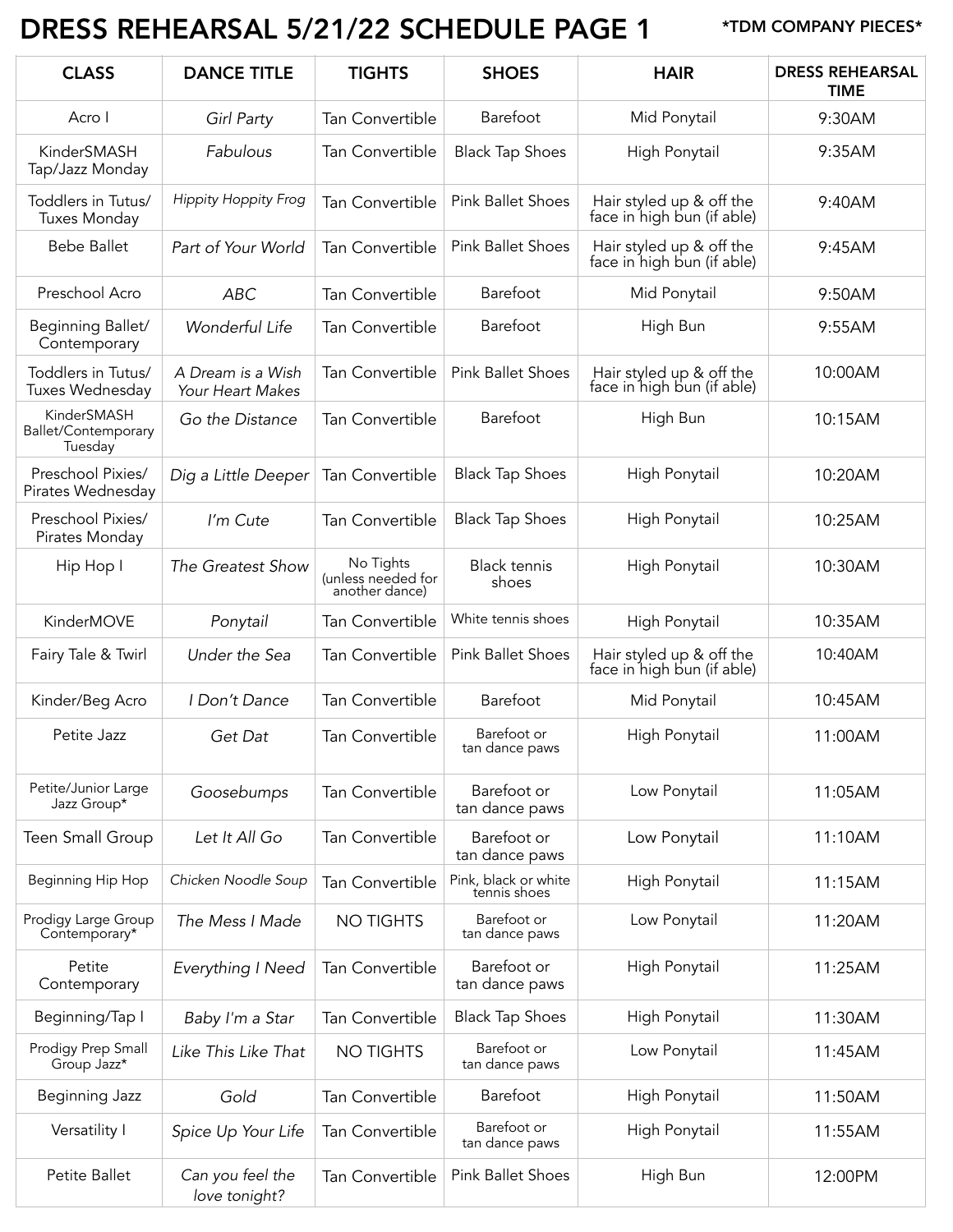# DRESS REHEARSAL 5/21/22 SCHEDULE PAGE 1

*TDM COMPANY PIECES*

| CLASS | DANCE TITLE | TIGHTS | SHOES | HAIR | DRESS REHEARSAL TIME |
|---|---|---|---|---|---|
| Acro I | *Girl Party* | Tan Convertible | Barefoot | Mid Ponytail | 9:30AM |
| KinderSMASH Tap/Jazz Monday | *Fabulous* | Tan Convertible | Black Tap Shoes | High Ponytail | 9:35AM |
| Toddlers in Tutus/ Tuxes Monday | *Hippity Hoppity Frog* | Tan Convertible | Pink Ballet Shoes | Hair styled up & off the face in high bun (if able) | 9:40AM |
| Bebe Ballet | *Part of Your World* | Tan Convertible | Pink Ballet Shoes | Hair styled up & off the face in high bun (if able) | 9:45AM |
| Preschool Acro | *ABC* | Tan Convertible | Barefoot | Mid Ponytail | 9:50AM |
| Beginning Ballet/ Contemporary | *Wonderful Life* | Tan Convertible | Barefoot | High Bun | 9:55AM |
| Toddlers in Tutus/ Tuxes Wednesday | *A Dream is a Wish Your Heart Makes* | Tan Convertible | Pink Ballet Shoes | Hair styled up & off the face in high bun (if able) | 10:00AM |
| KinderSMASH Ballet/Contemporary Tuesday | *Go the Distance* | Tan Convertible | Barefoot | High Bun | 10:15AM |
| Preschool Pixies/ Pirates Wednesday | *Dig a Little Deeper* | Tan Convertible | Black Tap Shoes | High Ponytail | 10:20AM |
| Preschool Pixies/ Pirates Monday | *I'm Cute* | Tan Convertible | Black Tap Shoes | High Ponytail | 10:25AM |
| Hip Hop I | *The Greatest Show* | No Tights (unless needed for another dance) | Black tennis shoes | High Ponytail | 10:30AM |
| KinderMOVE | *Ponytail* | Tan Convertible | White tennis shoes | High Ponytail | 10:35AM |
| Fairy Tale & Twirl | *Under the Sea* | Tan Convertible | Pink Ballet Shoes | Hair styled up & off the face in high bun (if able) | 10:40AM |
| Kinder/Beg Acro | *I Don't Dance* | Tan Convertible | Barefoot | Mid Ponytail | 10:45AM |
| Petite Jazz | *Get Dat* | Tan Convertible | Barefoot or tan dance paws | High Ponytail | 11:00AM |
| Petite/Junior Large Jazz Group* | *Goosebumps* | Tan Convertible | Barefoot or tan dance paws | Low Ponytail | 11:05AM |
| Teen Small Group | *Let It All Go* | Tan Convertible | Barefoot or tan dance paws | Low Ponytail | 11:10AM |
| Beginning Hip Hop | *Chicken Noodle Soup* | Tan Convertible | Pink, black or white tennis shoes | High Ponytail | 11:15AM |
| Prodigy Large Group Contemporary* | *The Mess I Made* | NO TIGHTS | Barefoot or tan dance paws | Low Ponytail | 11:20AM |
| Petite Contemporary | *Everything I Need* | Tan Convertible | Barefoot or tan dance paws | High Ponytail | 11:25AM |
| Beginning/Tap I | *Baby I'm a Star* | Tan Convertible | Black Tap Shoes | High Ponytail | 11:30AM |
| Prodigy Prep Small Group Jazz* | *Like This Like That* | NO TIGHTS | Barefoot or tan dance paws | Low Ponytail | 11:45AM |
| Beginning Jazz | *Gold* | Tan Convertible | Barefoot | High Ponytail | 11:50AM |
| Versatility I | *Spice Up Your Life* | Tan Convertible | Barefoot or tan dance paws | High Ponytail | 11:55AM |
| Petite Ballet | *Can you feel the love tonight?* | Tan Convertible | Pink Ballet Shoes | High Bun | 12:00PM |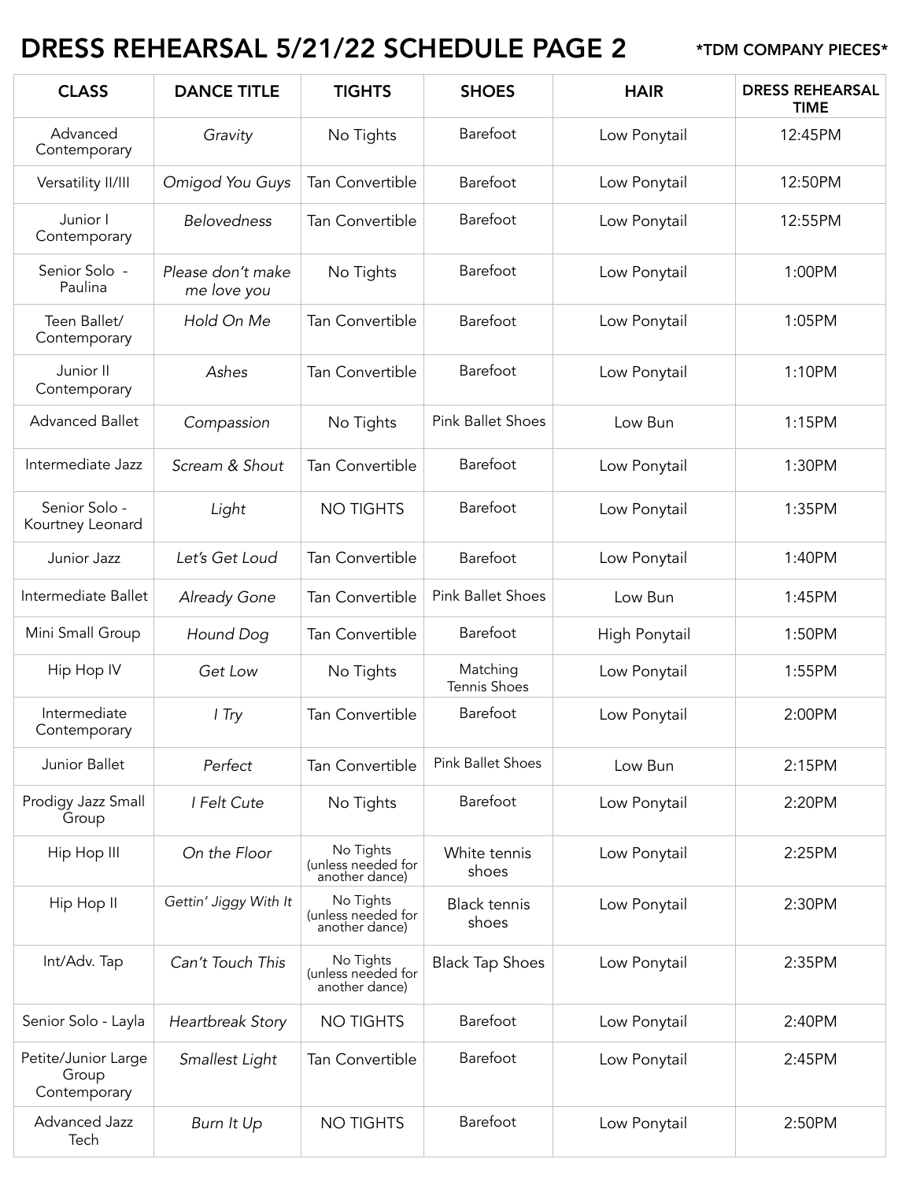# DRESS REHEARSAL 5/21/22 SCHEDULE PAGE 2

*TDM COMPANY PIECES*

| CLASS | DANCE TITLE | TIGHTS | SHOES | HAIR | DRESS REHEARSAL TIME |
|---|---|---|---|---|---|
| Advanced Contemporary | *Gravity* | No Tights | Barefoot | Low Ponytail | 12:45PM |
| Versatility II/III | *Omigod You Guys* | Tan Convertible | Barefoot | Low Ponytail | 12:50PM |
| Junior I Contemporary | *Belovedness* | Tan Convertible | Barefoot | Low Ponytail | 12:55PM |
| Senior Solo - Paulina | *Please don't make me love you* | No Tights | Barefoot | Low Ponytail | 1:00PM |
| Teen Ballet/ Contemporary | *Hold On Me* | Tan Convertible | Barefoot | Low Ponytail | 1:05PM |
| Junior II Contemporary | *Ashes* | Tan Convertible | Barefoot | Low Ponytail | 1:10PM |
| Advanced Ballet | *Compassion* | No Tights | Pink Ballet Shoes | Low Bun | 1:15PM |
| Intermediate Jazz | *Scream & Shout* | Tan Convertible | Barefoot | Low Ponytail | 1:30PM |
| Senior Solo - Kourtney Leonard | *Light* | NO TIGHTS | Barefoot | Low Ponytail | 1:35PM |
| Junior Jazz | *Let's Get Loud* | Tan Convertible | Barefoot | Low Ponytail | 1:40PM |
| Intermediate Ballet | *Already Gone* | Tan Convertible | Pink Ballet Shoes | Low Bun | 1:45PM |
| Mini Small Group | *Hound Dog* | Tan Convertible | Barefoot | High Ponytail | 1:50PM |
| Hip Hop IV | *Get Low* | No Tights | Matching Tennis Shoes | Low Ponytail | 1:55PM |
| Intermediate Contemporary | *I Try* | Tan Convertible | Barefoot | Low Ponytail | 2:00PM |
| Junior Ballet | *Perfect* | Tan Convertible | Pink Ballet Shoes | Low Bun | 2:15PM |
| Prodigy Jazz Small Group | *I Felt Cute* | No Tights | Barefoot | Low Ponytail | 2:20PM |
| Hip Hop III | *On the Floor* | No Tights (unless needed for another dance) | White tennis shoes | Low Ponytail | 2:25PM |
| Hip Hop II | *Gettin' Jiggy With It* | No Tights (unless needed for another dance) | Black tennis shoes | Low Ponytail | 2:30PM |
| Int/Adv. Tap | *Can't Touch This* | No Tights (unless needed for another dance) | Black Tap Shoes | Low Ponytail | 2:35PM |
| Senior Solo - Layla | *Heartbreak Story* | NO TIGHTS | Barefoot | Low Ponytail | 2:40PM |
| Petite/Junior Large Group Contemporary | *Smallest Light* | Tan Convertible | Barefoot | Low Ponytail | 2:45PM |
| Advanced Jazz Tech | *Burn It Up* | NO TIGHTS | Barefoot | Low Ponytail | 2:50PM |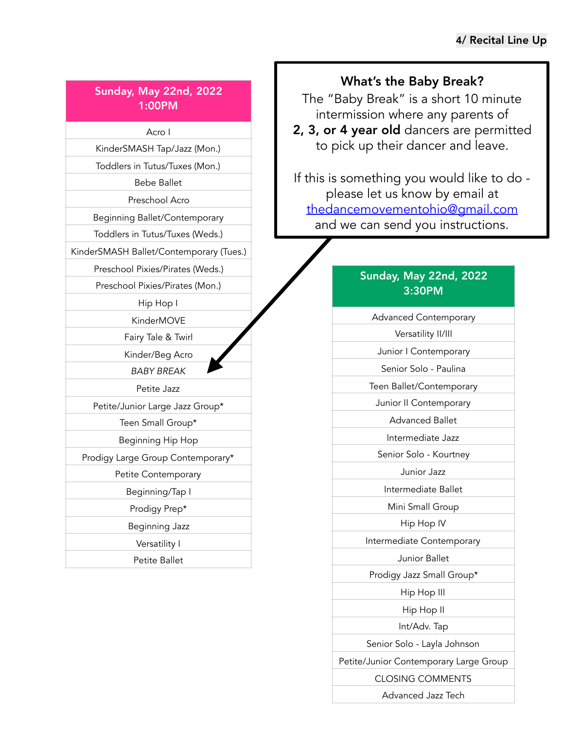**4/ Recital Line Up**

| Sunday, May 22nd, 2022 1:00PM |
|---|
| Acro I |
| KinderSMASH Tap/Jazz (Mon.) |
| Toddlers in Tutus/Tuxes (Mon.) |
| Bebe Ballet |
| Preschool Acro |
| Beginning Ballet/Contemporary |
| Toddlers in Tutus/Tuxes (Weds.) |
| KinderSMASH Ballet/Contemporary (Tues.) |
| Preschool Pixies/Pirates (Weds.) |
| Preschool Pixies/Pirates (Mon.) |
| Hip Hop I |
| KinderMOVE |
| Fairy Tale & Twirl |
| Kinder/Beg Acro |
| *BABY BREAK* |
| Petite Jazz |
| Petite/Junior Large Jazz Group* |
| Teen Small Group* |
| Beginning Hip Hop |
| Prodigy Large Group Contemporary* |
| Petite Contemporary |
| Beginning/Tap I |
| Prodigy Prep* |
| Beginning Jazz |
| Versatility I |
| Petite Ballet |

**What's the Baby Break?**

The "Baby Break" is a short 10 minute intermission where any parents of **2, 3, or 4 year old** dancers are permitted to pick up their dancer and leave.

If this is something you would like to do - please let us know by email at thedancemovementohio@gmail.com and we can send you instructions.

| Sunday, May 22nd, 2022 3:30PM |
|---|
| Advanced Contemporary |
| Versatility II/III |
| Junior I Contemporary |
| Senior Solo - Paulina |
| Teen Ballet/Contemporary |
| Junior II Contemporary |
| Advanced Ballet |
| Intermediate Jazz |
| Senior Solo - Kourtney |
| Junior Jazz |
| Intermediate Ballet |
| Mini Small Group |
| Hip Hop IV |
| Intermediate Contemporary |
| Junior Ballet |
| Prodigy Jazz Small Group* |
| Hip Hop III |
| Hip Hop II |
| Int/Adv. Tap |
| Senior Solo - Layla Johnson |
| Petite/Junior Contemporary Large Group |
| CLOSING COMMENTS |
| Advanced Jazz Tech |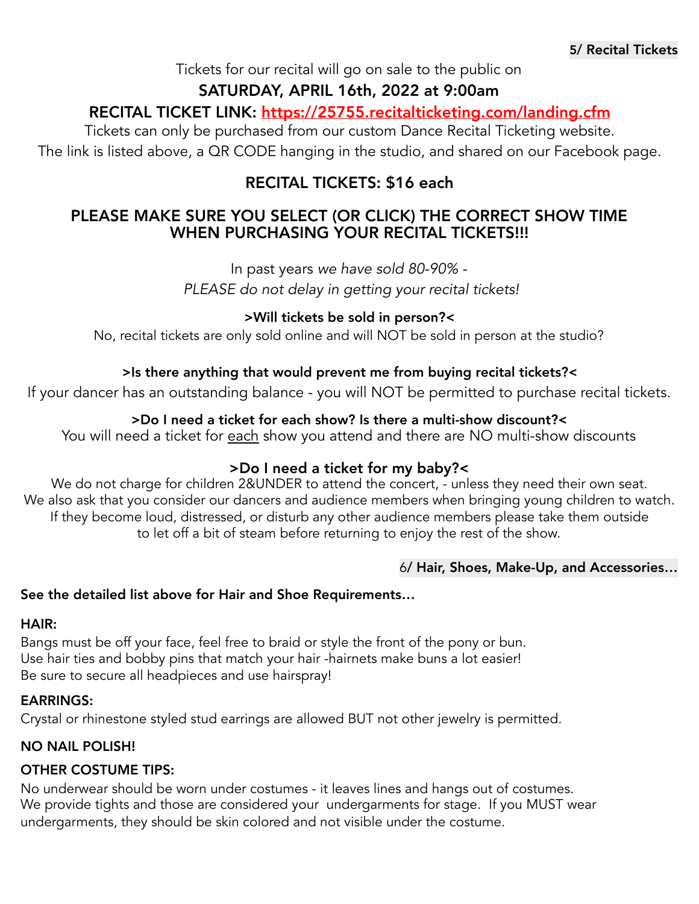**5/ Recital Tickets**

Tickets for our recital will go on sale to the public on

**SATURDAY, APRIL 16th, 2022 at 9:00am**

**RECITAL TICKET LINK: https://25755.recitalticketing.com/landing.cfm**

Tickets can only be purchased from our custom Dance Recital Ticketing website.
The link is listed above, a QR CODE hanging in the studio, and shared on our Facebook page.

**RECITAL TICKETS: $16 each**

**PLEASE MAKE SURE YOU SELECT (OR CLICK) THE CORRECT SHOW TIME WHEN PURCHASING YOUR RECITAL TICKETS!!!**

In past years *we have sold 80-90% -*
*PLEASE do not delay in getting your recital tickets!*

**>Will tickets be sold in person?<**

No, recital tickets are only sold online and will NOT be sold in person at the studio?

**>Is there anything that would prevent me from buying recital tickets?<**

If your dancer has an outstanding balance - you will NOT be permitted to purchase recital tickets.

**>Do I need a ticket for each show? Is there a multi-show discount?<**

You will need a ticket for <u>each</u> show you attend and there are NO multi-show discounts

**>Do I need a ticket for my baby?<**

We do not charge for children 2&UNDER to attend the concert, - unless they need their own seat.
We also ask that you consider our dancers and audience members when bringing young children to watch.
If they become loud, distressed, or disturb any other audience members please take them outside to let off a bit of steam before returning to enjoy the rest of the show.

6/ **Hair, Shoes, Make-Up, and Accessories…**

**See the detailed list above for Hair and Shoe Requirements…**

**HAIR:**

Bangs must be off your face, feel free to braid or style the front of the pony or bun.
Use hair ties and bobby pins that match your hair -hairnets make buns a lot easier!
Be sure to secure all headpieces and use hairspray!

**EARRINGS:**

Crystal or rhinestone styled stud earrings are allowed BUT not other jewelry is permitted.

**NO NAIL POLISH!**

**OTHER COSTUME TIPS:**

No underwear should be worn under costumes - it leaves lines and hangs out of costumes.
We provide tights and those are considered your undergarments for stage. If you MUST wear undergarments, they should be skin colored and not visible under the costume.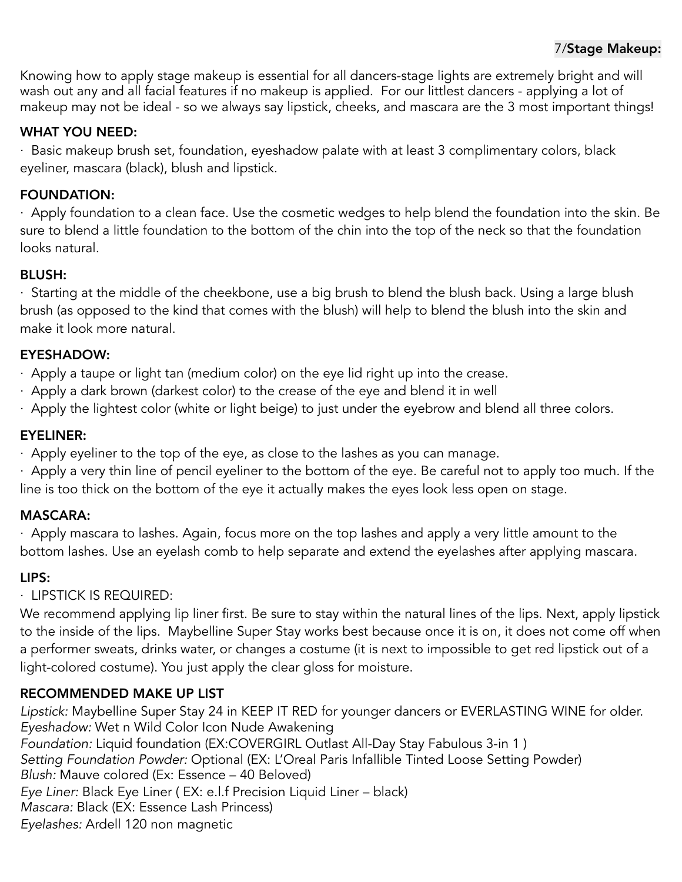## 7/Stage Makeup:

Knowing how to apply stage makeup is essential for all dancers-stage lights are extremely bright and will wash out any and all facial features if no makeup is applied. For our littlest dancers - applying a lot of makeup may not be ideal - so we always say lipstick, cheeks, and mascara are the 3 most important things!

### WHAT YOU NEED:

- Basic makeup brush set, foundation, eyeshadow palate with at least 3 complimentary colors, black eyeliner, mascara (black), blush and lipstick.

### FOUNDATION:

- Apply foundation to a clean face. Use the cosmetic wedges to help blend the foundation into the skin. Be sure to blend a little foundation to the bottom of the chin into the top of the neck so that the foundation looks natural.

### BLUSH:

- Starting at the middle of the cheekbone, use a big brush to blend the blush back. Using a large blush brush (as opposed to the kind that comes with the blush) will help to blend the blush into the skin and make it look more natural.

### EYESHADOW:

- Apply a taupe or light tan (medium color) on the eye lid right up into the crease.
- Apply a dark brown (darkest color) to the crease of the eye and blend it in well
- Apply the lightest color (white or light beige) to just under the eyebrow and blend all three colors.

### EYELINER:

- Apply eyeliner to the top of the eye, as close to the lashes as you can manage.
- Apply a very thin line of pencil eyeliner to the bottom of the eye. Be careful not to apply too much. If the line is too thick on the bottom of the eye it actually makes the eyes look less open on stage.

### MASCARA:

- Apply mascara to lashes. Again, focus more on the top lashes and apply a very little amount to the bottom lashes. Use an eyelash comb to help separate and extend the eyelashes after applying mascara.

### LIPS:

- LIPSTICK IS REQUIRED:

We recommend applying lip liner first. Be sure to stay within the natural lines of the lips. Next, apply lipstick to the inside of the lips. Maybelline Super Stay works best because once it is on, it does not come off when a performer sweats, drinks water, or changes a costume (it is next to impossible to get red lipstick out of a light-colored costume). You just apply the clear gloss for moisture.

### RECOMMENDED MAKE UP LIST

*Lipstick:* Maybelline Super Stay 24 in KEEP IT RED for younger dancers or EVERLASTING WINE for older.
*Eyeshadow:* Wet n Wild Color Icon Nude Awakening
*Foundation:* Liquid foundation (EX:COVERGIRL Outlast All-Day Stay Fabulous 3-in 1 )
*Setting Foundation Powder:* Optional (EX: L'Oreal Paris Infallible Tinted Loose Setting Powder)
*Blush:* Mauve colored (Ex: Essence – 40 Beloved)
*Eye Liner:* Black Eye Liner ( EX: e.l.f Precision Liquid Liner – black)
*Mascara:* Black (EX: Essence Lash Princess)
*Eyelashes:* Ardell 120 non magnetic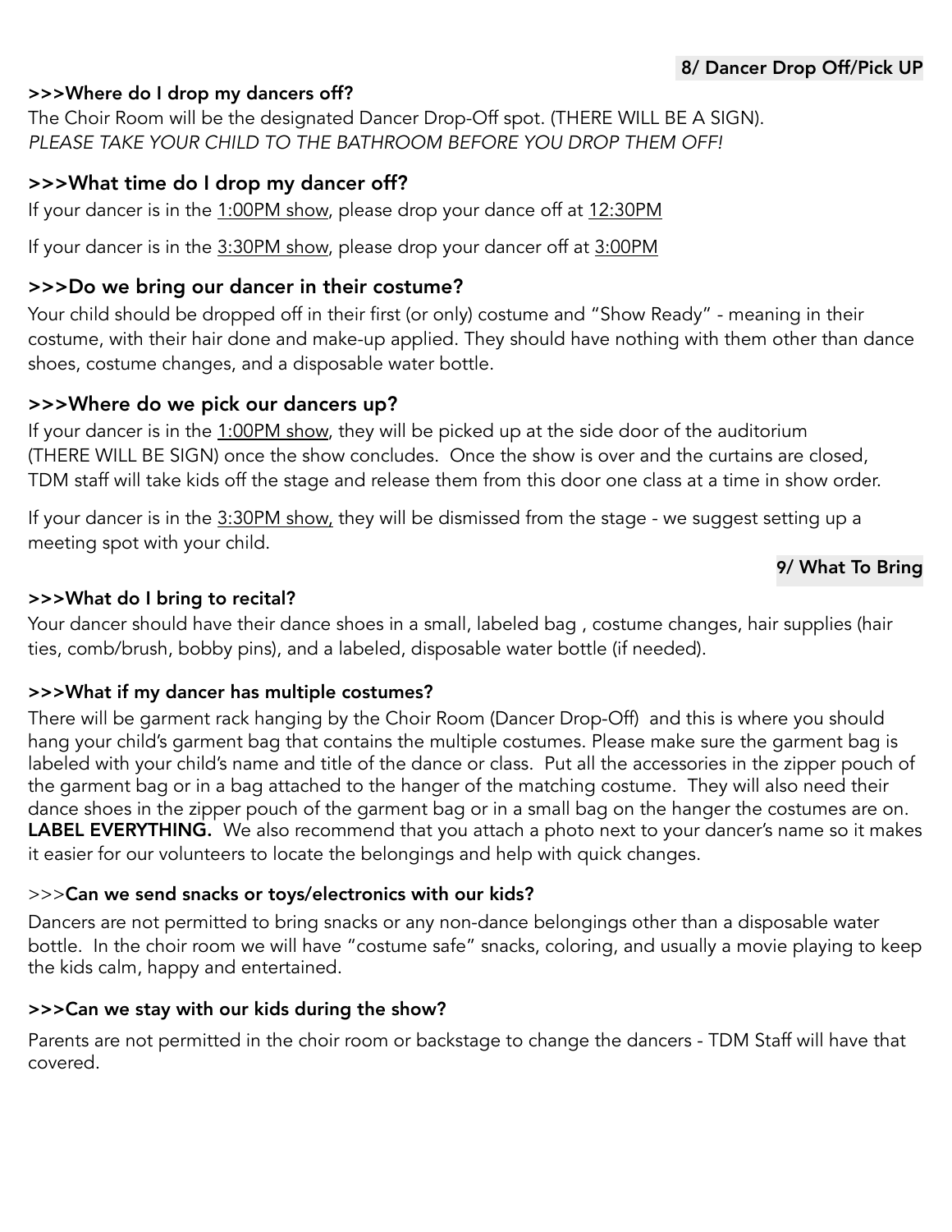## 8/ Dancer Drop Off/Pick UP

### >>>Where do I drop my dancers off?

The Choir Room will be the designated Dancer Drop-Off spot. (THERE WILL BE A SIGN).
*PLEASE TAKE YOUR CHILD TO THE BATHROOM BEFORE YOU DROP THEM OFF!*

### >>>What time do I drop my dancer off?

If your dancer is in the <u>1:00PM show</u>, please drop your dance off at <u>12:30PM</u>

If your dancer is in the <u>3:30PM show</u>, please drop your dancer off at <u>3:00PM</u>

### >>>Do we bring our dancer in their costume?

Your child should be dropped off in their first (or only) costume and "Show Ready" - meaning in their costume, with their hair done and make-up applied. They should have nothing with them other than dance shoes, costume changes, and a disposable water bottle.

### >>>Where do we pick our dancers up?

If your dancer is in the <u>1:00PM show</u>, they will be picked up at the side door of the auditorium (THERE WILL BE SIGN) once the show concludes. Once the show is over and the curtains are closed, TDM staff will take kids off the stage and release them from this door one class at a time in show order.

If your dancer is in the <u>3:30PM show,</u> they will be dismissed from the stage - we suggest setting up a meeting spot with your child.

## 9/ What To Bring

### >>>What do I bring to recital?

Your dancer should have their dance shoes in a small, labeled bag , costume changes, hair supplies (hair ties, comb/brush, bobby pins), and a labeled, disposable water bottle (if needed).

### >>>What if my dancer has multiple costumes?

There will be garment rack hanging by the Choir Room (Dancer Drop-Off) and this is where you should hang your child's garment bag that contains the multiple costumes. Please make sure the garment bag is labeled with your child's name and title of the dance or class. Put all the accessories in the zipper pouch of the garment bag or in a bag attached to the hanger of the matching costume. They will also need their dance shoes in the zipper pouch of the garment bag or in a small bag on the hanger the costumes are on. **LABEL EVERYTHING.** We also recommend that you attach a photo next to your dancer's name so it makes it easier for our volunteers to locate the belongings and help with quick changes.

### >>>Can we send snacks or toys/electronics with our kids?

Dancers are not permitted to bring snacks or any non-dance belongings other than a disposable water bottle. In the choir room we will have "costume safe" snacks, coloring, and usually a movie playing to keep the kids calm, happy and entertained.

### >>>Can we stay with our kids during the show?

Parents are not permitted in the choir room or backstage to change the dancers - TDM Staff will have that covered.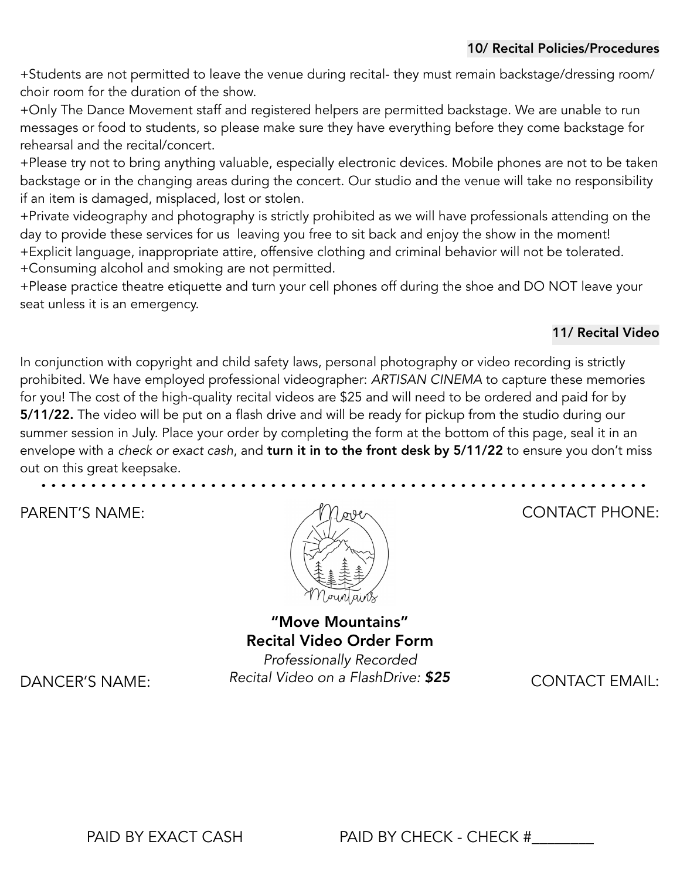## 10/ Recital Policies/Procedures

+Students are not permitted to leave the venue during recital- they must remain backstage/dressing room/ choir room for the duration of the show.
+Only The Dance Movement staff and registered helpers are permitted backstage. We are unable to run messages or food to students, so please make sure they have everything before they come backstage for rehearsal and the recital/concert.
+Please try not to bring anything valuable, especially electronic devices. Mobile phones are not to be taken backstage or in the changing areas during the concert. Our studio and the venue will take no responsibility if an item is damaged, misplaced, lost or stolen.
+Private videography and photography is strictly prohibited as we will have professionals attending on the day to provide these services for us leaving you free to sit back and enjoy the show in the moment!
+Explicit language, inappropriate attire, offensive clothing and criminal behavior will not be tolerated.
+Consuming alcohol and smoking are not permitted.
+Please practice theatre etiquette and turn your cell phones off during the shoe and DO NOT leave your seat unless it is an emergency.

## 11/ Recital Video

In conjunction with copyright and child safety laws, personal photography or video recording is strictly prohibited. We have employed professional videographer: *ARTISAN CINEMA* to capture these memories for you! The cost of the high-quality recital videos are $25 and will need to be ordered and paid for by **5/11/22.** The video will be put on a flash drive and will be ready for pickup from the studio during our summer session in July. Place your order by completing the form at the bottom of this page, seal it in an envelope with a *check or exact cash*, and **turn it in to the front desk by 5/11/22** to ensure you don't miss out on this great keepsake.

PARENT'S NAME:

CONTACT PHONE:

Move Mountains

**"Move Mountains"**
**Recital Video Order Form**

*Professionally Recorded*
*Recital Video on a FlashDrive: **$25***

DANCER'S NAME:

CONTACT EMAIL:

PAID BY EXACT CASH

PAID BY CHECK - CHECK #________